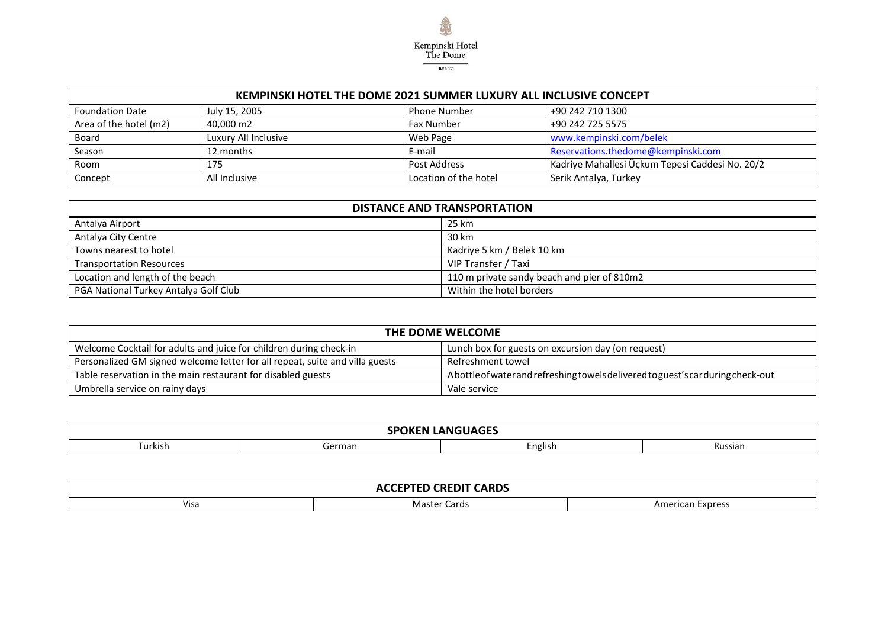Kempinski Hotel The Dome

BELEK

| KEMPINSKI HOTEL THE DOME 2021 SUMMER LUXURY ALL INCLUSIVE CONCEPT | | | |
|---|---|---|---|
| Foundation Date | July 15, 2005 | Phone Number | +90 242 710 1300 |
| Area of the hotel (m2) | 40,000 m2 | Fax Number | +90 242 725 5575 |
| Board | Luxury All Inclusive | Web Page | www.kempinski.com/belek |
| Season | 12 months | E-mail | Reservations.thedome@kempinski.com |
| Room | 175 | Post Address | Kadriye Mahallesi Üçkum Tepesi Caddesi No. 20/2 |
| Concept | All Inclusive | Location of the hotel | Serik Antalya, Turkey |

| DISTANCE AND TRANSPORTATION | |
|---|---|
| Antalya Airport | 25 km |
| Antalya City Centre | 30 km |
| Towns nearest to hotel | Kadriye 5 km / Belek 10 km |
| Transportation Resources | VIP Transfer / Taxi |
| Location and length of the beach | 110 m private sandy beach and pier of 810m2 |
| PGA National Turkey Antalya Golf Club | Within the hotel borders |

| THE DOME WELCOME | |
|---|---|
| Welcome Cocktail for adults and juice for children during check-in | Lunch box for guests on excursion day (on request) |
| Personalized GM signed welcome letter for all repeat, suite and villa guests | Refreshment towel |
| Table reservation in the main restaurant for disabled guests | A bottle of water and refreshing towels delivered to guest's car during check-out |
| Umbrella service on rainy days | Vale service |

| SPOKEN LANGUAGES | | | |
|---|---|---|---|
| Turkish | German | English | Russian |

| ACCEPTED CREDIT CARDS | | |
|---|---|---|
| Visa | Master Cards | American Express |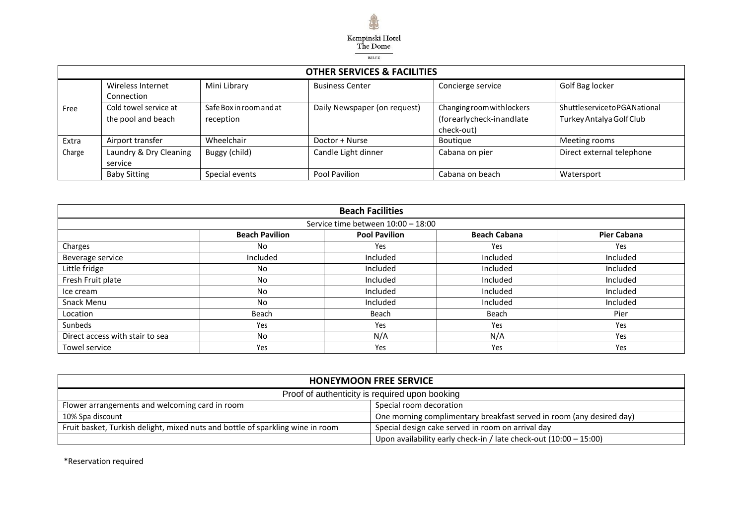| OTHER SERVICES & FACILITIES | | | | | |
|---|---|---|---|---|---|
| Free | Wireless Internet Connection | Mini Library | Business Center | Concierge service | Golf Bag locker |
| | Cold towel service at the pool and beach | Safe Box in room and at reception | Daily Newspaper (on request) | Changing room with lockers (for early check-in and late check-out) | Shuttle service to PGA National Turkey Antalya Golf Club |
| Extra Charge | Airport transfer | Wheelchair | Doctor + Nurse | Boutique | Meeting rooms |
| | Laundry & Dry Cleaning service | Buggy (child) | Candle Light dinner | Cabana on pier | Direct external telephone |
| | Baby Sitting | Special events | Pool Pavilion | Cabana on beach | Watersport |

| Beach Facilities | | | | |
|---|---|---|---|---|
| Service time between 10:00 – 18:00 | | | | |
| | **Beach Pavilion** | **Pool Pavilion** | **Beach Cabana** | **Pier Cabana** |
| Charges | No | Yes | Yes | Yes |
| Beverage service | Included | Included | Included | Included |
| Little fridge | No | Included | Included | Included |
| Fresh Fruit plate | No | Included | Included | Included |
| Ice cream | No | Included | Included | Included |
| Snack Menu | No | Included | Included | Included |
| Location | Beach | Beach | Beach | Pier |
| Sunbeds | Yes | Yes | Yes | Yes |
| Direct access with stair to sea | No | N/A | N/A | Yes |
| Towel service | Yes | Yes | Yes | Yes |

| HONEYMOON FREE SERVICE | |
|---|---|
| Proof of authenticity is required upon booking | |
| Flower arrangements and welcoming card in room | Special room decoration |
| 10% Spa discount | One morning complimentary breakfast served in room (any desired day) |
| Fruit basket, Turkish delight, mixed nuts and bottle of sparkling wine in room | Special design cake served in room on arrival day |
| | Upon availability early check-in / late check-out (10:00 – 15:00) |

*Reservation required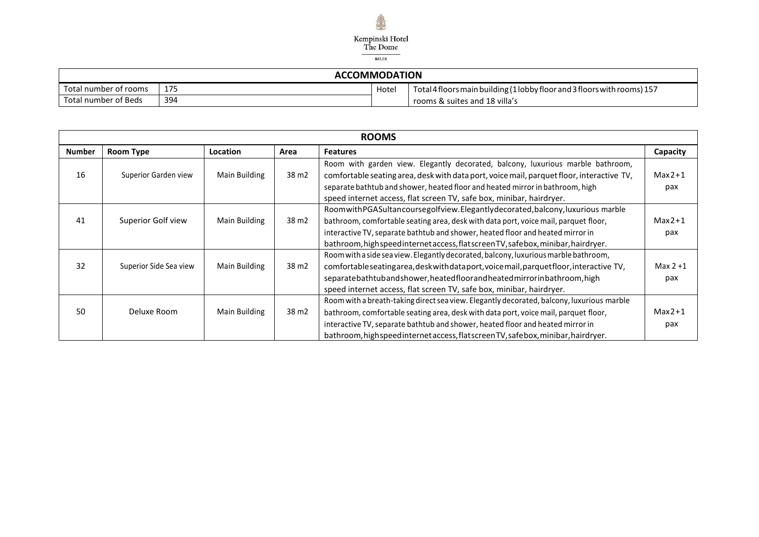Kempinski Hotel The Dome

BELEK

| ACCOMMODATION | | | |
|---|---|---|---|
| Total number of rooms | 175 | Hotel | Total 4 floors main building (1 lobby floor and 3 floors with rooms) 157 rooms & suites and 18 villa's |
| Total number of Beds | 394 | | |

| ROOMS | | | | | |
|---|---|---|---|---|---|
| **Number** | **Room Type** | **Location** | **Area** | **Features** | **Capacity** |
| 16 | Superior Garden view | Main Building | 38 m2 | Room with garden view. Elegantly decorated, balcony, luxurious marble bathroom, comfortable seating area, desk with data port, voice mail, parquet floor, interactive TV, separate bathtub and shower, heated floor and heated mirror in bathroom, high speed internet access, flat screen TV, safe box, minibar, hairdryer. | Max2+1 pax |
| 41 | Superior Golf view | Main Building | 38 m2 | Room with PGA Sultan course golf view. Elegantly decorated, balcony, luxurious marble bathroom, comfortable seating area, desk with data port, voice mail, parquet floor, interactive TV, separate bathtub and shower, heated floor and heated mirror in bathroom, high speed internet access, flat screen TV, safe box, minibar, hairdryer. | Max2+1 pax |
| 32 | Superior Side Sea view | Main Building | 38 m2 | Room with a side sea view. Elegantly decorated, balcony, luxurious marble bathroom, comfortable seating area, desk with data port, voice mail, parquet floor, interactive TV, separate bathtub and shower, heated floor and heated mirror in bathroom, high speed internet access, flat screen TV, safe box, minibar, hairdryer. | Max 2 +1 pax |
| 50 | Deluxe Room | Main Building | 38 m2 | Room with a breath-taking direct sea view. Elegantly decorated, balcony, luxurious marble bathroom, comfortable seating area, desk with data port, voice mail, parquet floor, interactive TV, separate bathtub and shower, heated floor and heated mirror in bathroom, high speed internet access, flat screen TV, safe box, minibar, hairdryer. | Max2+1 pax |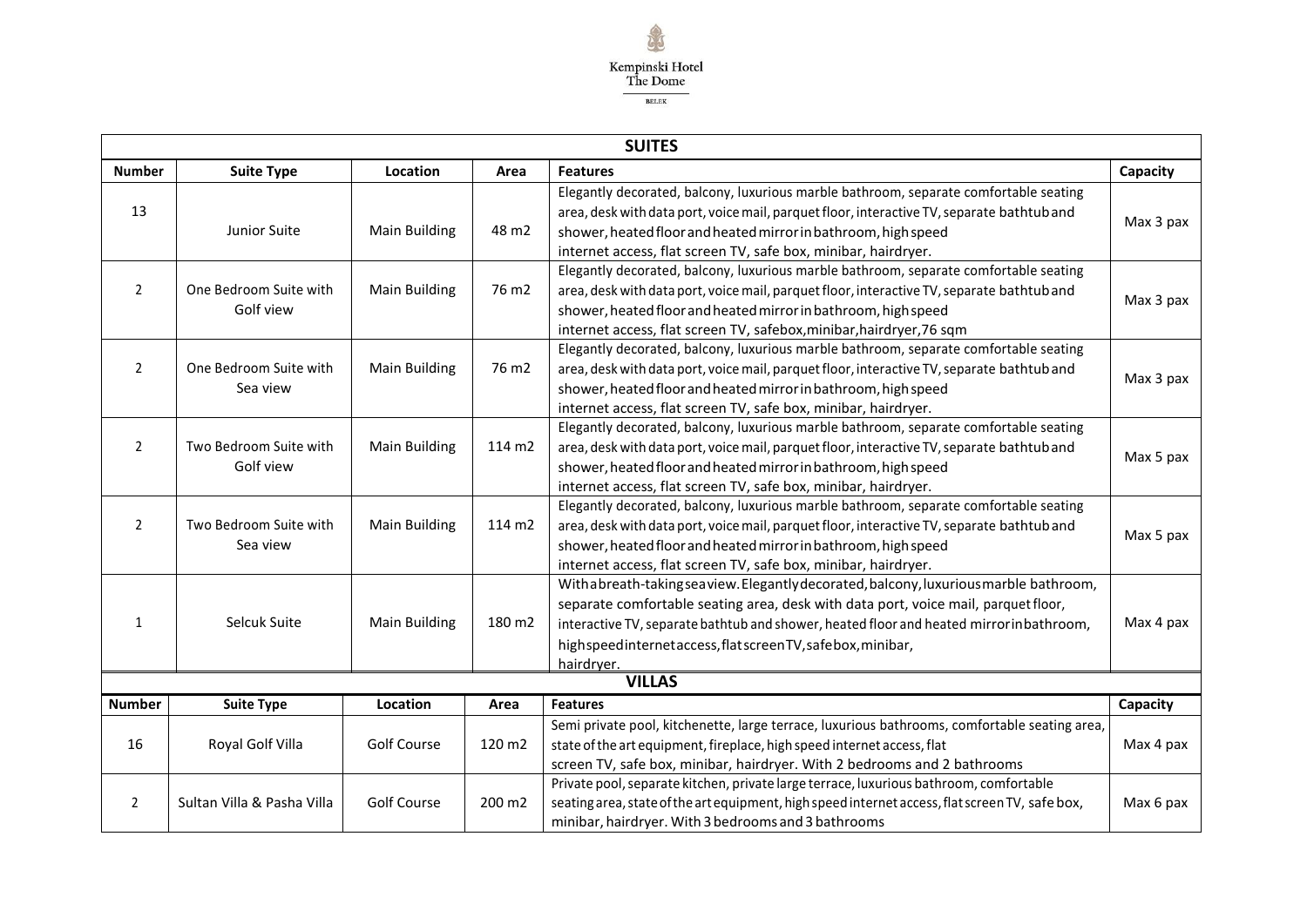Kempinski Hotel The Dome

BELEK

| SUITES | | | | | |
|---|---|---|---|---|---|
| **Number** | **Suite Type** | **Location** | **Area** | **Features** | **Capacity** |
| 13 | Junior Suite | Main Building | 48 m2 | Elegantly decorated, balcony, luxurious marble bathroom, separate comfortable seating area, desk with data port, voice mail, parquet floor, interactive TV, separate bathtub and shower, heated floor and heated mirror in bathroom, high speed internet access, flat screen TV, safe box, minibar, hairdryer. | Max 3 pax |
| 2 | One Bedroom Suite with Golf view | Main Building | 76 m2 | Elegantly decorated, balcony, luxurious marble bathroom, separate comfortable seating area, desk with data port, voice mail, parquet floor, interactive TV, separate bathtub and shower, heated floor and heated mirror in bathroom, high speed internet access, flat screen TV, safebox,minibar,hairdryer,76 sqm | Max 3 pax |
| 2 | One Bedroom Suite with Sea view | Main Building | 76 m2 | Elegantly decorated, balcony, luxurious marble bathroom, separate comfortable seating area, desk with data port, voice mail, parquet floor, interactive TV, separate bathtub and shower, heated floor and heated mirror in bathroom, high speed internet access, flat screen TV, safe box, minibar, hairdryer. | Max 3 pax |
| 2 | Two Bedroom Suite with Golf view | Main Building | 114 m2 | Elegantly decorated, balcony, luxurious marble bathroom, separate comfortable seating area, desk with data port, voice mail, parquet floor, interactive TV, separate bathtub and shower, heated floor and heated mirror in bathroom, high speed internet access, flat screen TV, safe box, minibar, hairdryer. | Max 5 pax |
| 2 | Two Bedroom Suite with Sea view | Main Building | 114 m2 | Elegantly decorated, balcony, luxurious marble bathroom, separate comfortable seating area, desk with data port, voice mail, parquet floor, interactive TV, separate bathtub and shower, heated floor and heated mirror in bathroom, high speed internet access, flat screen TV, safe box, minibar, hairdryer. | Max 5 pax |
| 1 | Selcuk Suite | Main Building | 180 m2 | With a breath-taking sea view. Elegantly decorated, balcony, luxurious marble bathroom, separate comfortable seating area, desk with data port, voice mail, parquet floor, interactive TV, separate bathtub and shower, heated floor and heated mirror in bathroom, high speed internet access, flat screen TV, safebox, minibar, hairdryer. | Max 4 pax |

| VILLAS | | | | | |
|---|---|---|---|---|---|
| **Number** | **Suite Type** | **Location** | **Area** | **Features** | **Capacity** |
| 16 | Royal Golf Villa | Golf Course | 120 m2 | Semi private pool, kitchenette, large terrace, luxurious bathrooms, comfortable seating area, state of the art equipment, fireplace, high speed internet access, flat screen TV, safe box, minibar, hairdryer. With 2 bedrooms and 2 bathrooms | Max 4 pax |
| 2 | Sultan Villa & Pasha Villa | Golf Course | 200 m2 | Private pool, separate kitchen, private large terrace, luxurious bathroom, comfortable seating area, state of the art equipment, high speed internet access, flat screen TV, safe box, minibar, hairdryer. With 3 bedrooms and 3 bathrooms | Max 6 pax |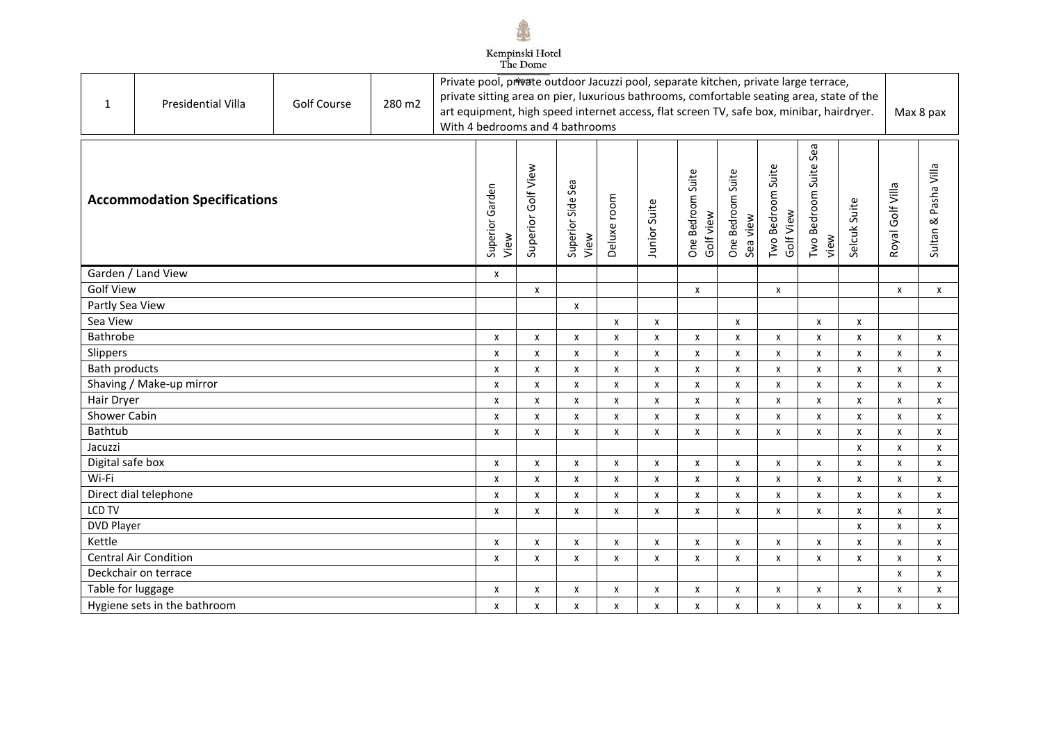Kempinski Hotel
The Dome

| 1 | Presidential Villa | Golf Course | 280 m2 | Private pool, private outdoor Jacuzzi pool, separate kitchen, private large terrace, private sitting area on pier, luxurious bathrooms, comfortable seating area, state of the art equipment, high speed internet access, flat screen TV, safe box, minibar, hairdryer. With 4 bedrooms and 4 bathrooms | Max 8 pax |
|---|---|---|---|---|---|

| Accommodation Specifications | Superior Garden View | Superior Golf View | Superior Side Sea View | Deluxe room | Junior Suite | One Bedroom Suite Golf view | One Bedroom Suite Sea view | Two Bedroom Suite Golf View | Two Bedroom Suite Sea view | Selcuk Suite | Royal Golf Villa | Sultan & Pasha Villa |
|---|---|---|---|---|---|---|---|---|---|---|---|---|
| Garden / Land View | x | | | | | | | | | | | |
| Golf View | | x | | | | x | | x | | | x | x |
| Partly Sea View | | | x | | | | | | | | | |
| Sea View | | | | x | x | | x | | x | x | | |
| Bathrobe | x | x | x | x | x | x | x | x | x | x | x | x |
| Slippers | x | x | x | x | x | x | x | x | x | x | x | x |
| Bath products | x | x | x | x | x | x | x | x | x | x | x | x |
| Shaving / Make-up mirror | x | x | x | x | x | x | x | x | x | x | x | x |
| Hair Dryer | x | x | x | x | x | x | x | x | x | x | x | x |
| Shower Cabin | x | x | x | x | x | x | x | x | x | x | x | x |
| Bathtub | x | x | x | x | x | x | x | x | x | x | x | x |
| Jacuzzi | | | | | | | | | | x | x | x |
| Digital safe box | x | x | x | x | x | x | x | x | x | x | x | x |
| Wi-Fi | x | x | x | x | x | x | x | x | x | x | x | x |
| Direct dial telephone | x | x | x | x | x | x | x | x | x | x | x | x |
| LCD TV | x | x | x | x | x | x | x | x | x | x | x | x |
| DVD Player | | | | | | | | | | x | x | x |
| Kettle | x | x | x | x | x | x | x | x | x | x | x | x |
| Central Air Condition | x | x | x | x | x | x | x | x | x | x | x | x |
| Deckchair on terrace | | | | | | | | | | | x | x |
| Table for luggage | x | x | x | x | x | x | x | x | x | x | x | x |
| Hygiene sets in the bathroom | x | x | x | x | x | x | x | x | x | x | x | x |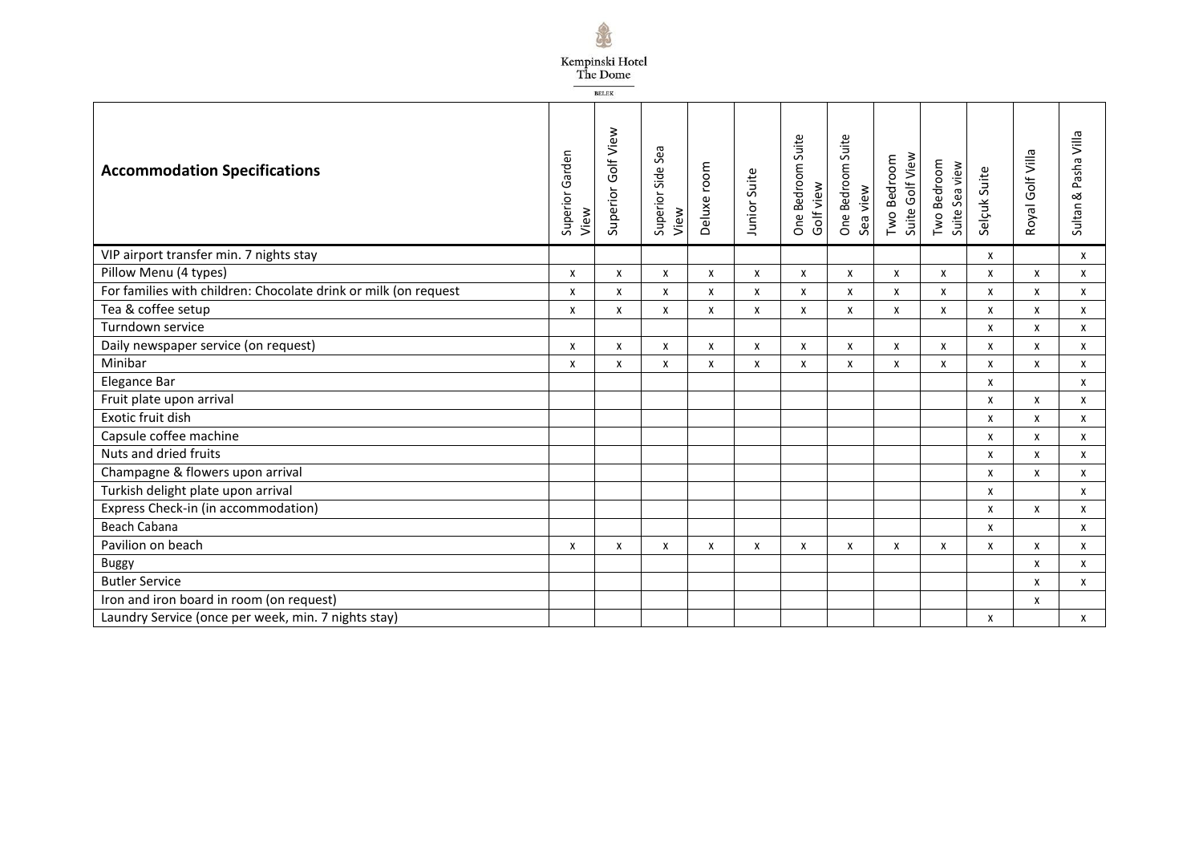Kempinski Hotel The Dome

BELEK

| Accommodation Specifications | Superior Garden View | Superior Golf View | Superior Side Sea View | Deluxe room | Junior Suite | One Bedroom Suite Golf view | One Bedroom Suite Sea view | Two Bedroom Suite Golf View | Two Bedroom Suite Sea view | Selçuk Suite | Royal Golf Villa | Sultan & Pasha Villa |
|---|---|---|---|---|---|---|---|---|---|---|---|---|
| VIP airport transfer min. 7 nights stay | | | | | | | | | | x | | x |
| Pillow Menu (4 types) | x | x | x | x | x | x | x | x | x | x | x | x |
| For families with children: Chocolate drink or milk (on request | x | x | x | x | x | x | x | x | x | x | x | x |
| Tea & coffee setup | x | x | x | x | x | x | x | x | x | x | x | x |
| Turndown service | | | | | | | | | | x | x | x |
| Daily newspaper service (on request) | x | x | x | x | x | x | x | x | x | x | x | x |
| Minibar | x | x | x | x | x | x | x | x | x | x | x | x |
| Elegance Bar | | | | | | | | | | x | | x |
| Fruit plate upon arrival | | | | | | | | | | x | x | x |
| Exotic fruit dish | | | | | | | | | | x | x | x |
| Capsule coffee machine | | | | | | | | | | x | x | x |
| Nuts and dried fruits | | | | | | | | | | x | x | x |
| Champagne & flowers upon arrival | | | | | | | | | | x | x | x |
| Turkish delight plate upon arrival | | | | | | | | | | x | | x |
| Express Check-in (in accommodation) | | | | | | | | | | x | x | x |
| Beach Cabana | | | | | | | | | | x | | x |
| Pavilion on beach | x | x | x | x | x | x | x | x | x | x | x | x |
| Buggy | | | | | | | | | | | x | x |
| Butler Service | | | | | | | | | | | x | x |
| Iron and iron board in room (on request) | | | | | | | | | | | x | |
| Laundry Service (once per week, min. 7 nights stay) | | | | | | | | | | x | | x |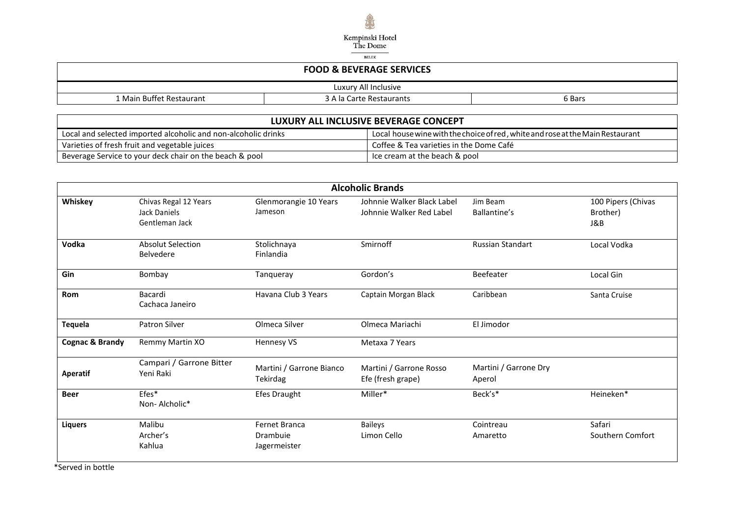Kempinski Hotel The Dome BELEK

| FOOD & BEVERAGE SERVICES | | |
|---|---|---|
| Luxury All Inclusive | | |
| 1 Main Buffet Restaurant | 3 A la Carte Restaurants | 6 Bars |

| LUXURY ALL INCLUSIVE BEVERAGE CONCEPT | |
|---|---|
| Local and selected imported alcoholic and non-alcoholic drinks | Local house wine with the choice of red, white and rose at the Main Restaurant |
| Varieties of fresh fruit and vegetable juices | Coffee & Tea varieties in the Dome Café |
| Beverage Service to your deck chair on the beach & pool | Ice cream at the beach & pool |

| Alcoholic Brands | | | | | |
|---|---|---|---|---|---|
| **Whiskey** | Chivas Regal 12 Years<br>Jack Daniels<br>Gentleman Jack | Glenmorangie 10 Years<br>Jameson | Johnnie Walker Black Label<br>Johnnie Walker Red Label | Jim Beam<br>Ballantine's | 100 Pipers (Chivas Brother)<br>J&B |
| **Vodka** | Absolut Selection<br>Belvedere | Stolichnaya<br>Finlandia | Smirnoff | Russian Standart | Local Vodka |
| **Gin** | Bombay | Tanqueray | Gordon's | Beefeater | Local Gin |
| **Rom** | Bacardi<br>Cachaca Janeiro | Havana Club 3 Years | Captain Morgan Black | Caribbean | Santa Cruise |
| **Tequela** | Patron Silver | Olmeca Silver | Olmeca Mariachi | El Jimodor | |
| **Cognac & Brandy** | Remmy Martin XO | Hennesy VS | Metaxa 7 Years | | |
| **Aperatif** | Campari / Garrone Bitter<br>Yeni Raki | Martini / Garrone Bianco<br>Tekirdag | Martini / Garrone Rosso<br>Efe (fresh grape) | Martini / Garrone Dry<br>Aperol | |
| **Beer** | Efes*<br>Non- Alcholic* | Efes Draught | Miller* | Beck's* | Heineken* |
| **Liquers** | Malibu<br>Archer's<br>Kahlua | Fernet Branca<br>Drambuie<br>Jagermeister | Baileys<br>Limon Cello | Cointreau<br>Amaretto | Safari<br>Southern Comfort |

*Served in bottle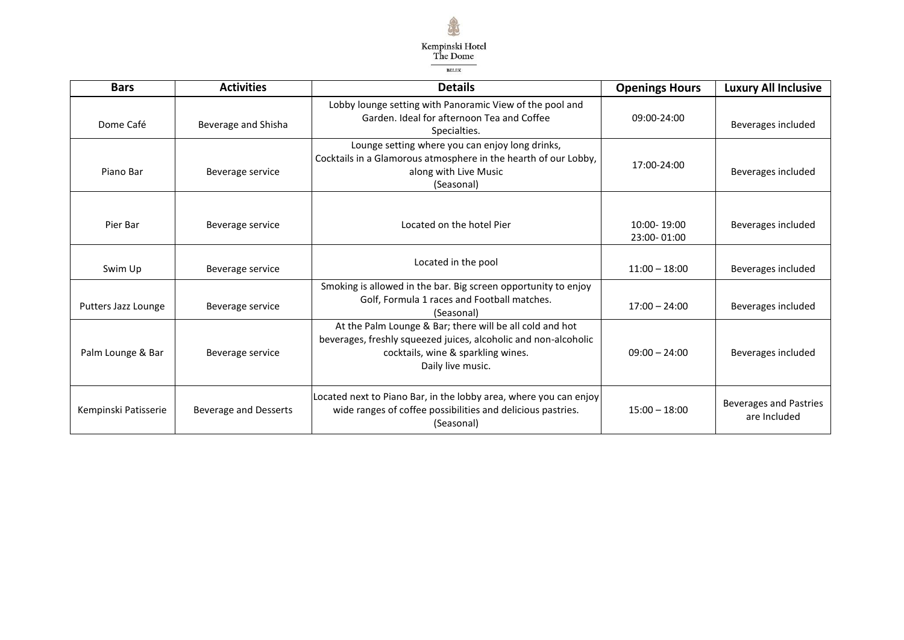Kempinski Hotel
The Dome
BELEK

| Bars | Activities | Details | Openings Hours | Luxury All Inclusive |
|---|---|---|---|---|
| Dome Café | Beverage and Shisha | Lobby lounge setting with Panoramic View of the pool and Garden. Ideal for afternoon Tea and Coffee Specialties. | 09:00-24:00 | Beverages included |
| Piano Bar | Beverage service | Lounge setting where you can enjoy long drinks, Cocktails in a Glamorous atmosphere in the hearth of our Lobby, along with Live Music (Seasonal) | 17:00-24:00 | Beverages included |
| Pier Bar | Beverage service | Located on the hotel Pier | 10:00- 19:00<br>23:00- 01:00 | Beverages included |
| Swim Up | Beverage service | Located in the pool | 11:00 – 18:00 | Beverages included |
| Putters Jazz Lounge | Beverage service | Smoking is allowed in the bar. Big screen opportunity to enjoy Golf, Formula 1 races and Football matches. (Seasonal) | 17:00 – 24:00 | Beverages included |
| Palm Lounge & Bar | Beverage service | At the Palm Lounge & Bar; there will be all cold and hot beverages, freshly squeezed juices, alcoholic and non-alcoholic cocktails, wine & sparkling wines. Daily live music. | 09:00 – 24:00 | Beverages included |
| Kempinski Patisserie | Beverage and Desserts | Located next to Piano Bar, in the lobby area, where you can enjoy wide ranges of coffee possibilities and delicious pastries. (Seasonal) | 15:00 – 18:00 | Beverages and Pastries are Included |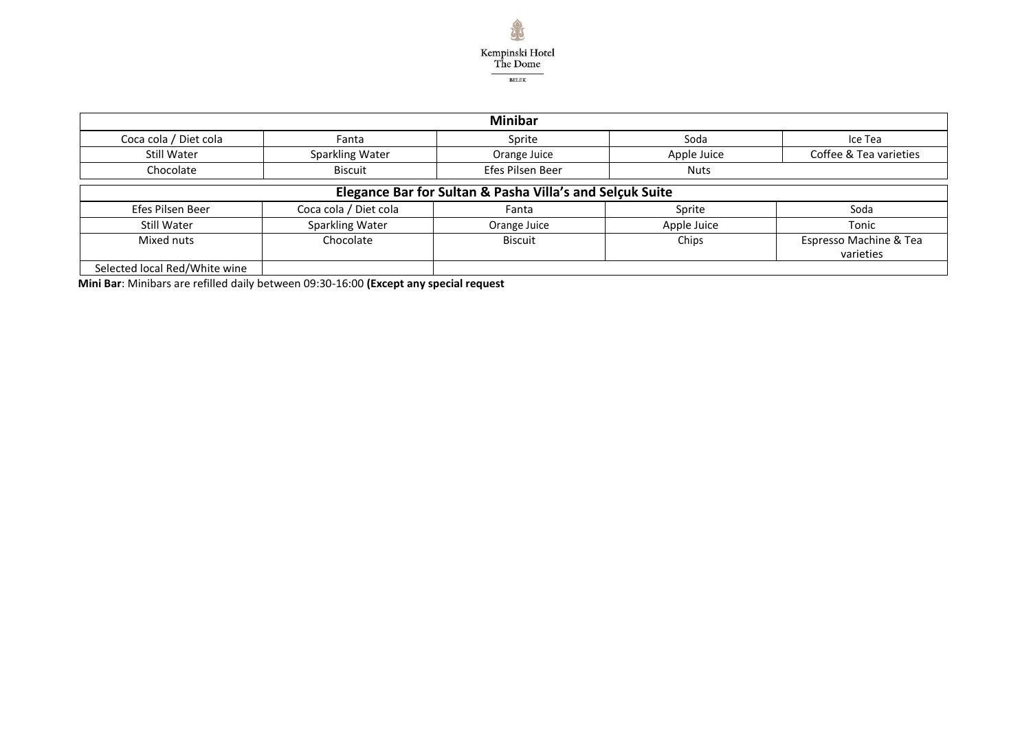| Minibar | | | | |
|---|---|---|---|---|
| Coca cola / Diet cola | Fanta | Sprite | Soda | Ice Tea |
| Still Water | Sparkling Water | Orange Juice | Apple Juice | Coffee & Tea varieties |
| Chocolate | Biscuit | Efes Pilsen Beer | Nuts | |

| Elegance Bar for Sultan & Pasha Villa's and Selçuk Suite | | | | |
|---|---|---|---|---|
| Efes Pilsen Beer | Coca cola / Diet cola | Fanta | Sprite | Soda |
| Still Water | Sparkling Water | Orange Juice | Apple Juice | Tonic |
| Mixed nuts | Chocolate | Biscuit | Chips | Espresso Machine & Tea varieties |
| Selected local Red/White wine | | | | |

**Mini Bar**: Minibars are refilled daily between 09:30-16:00 **(Except any special request**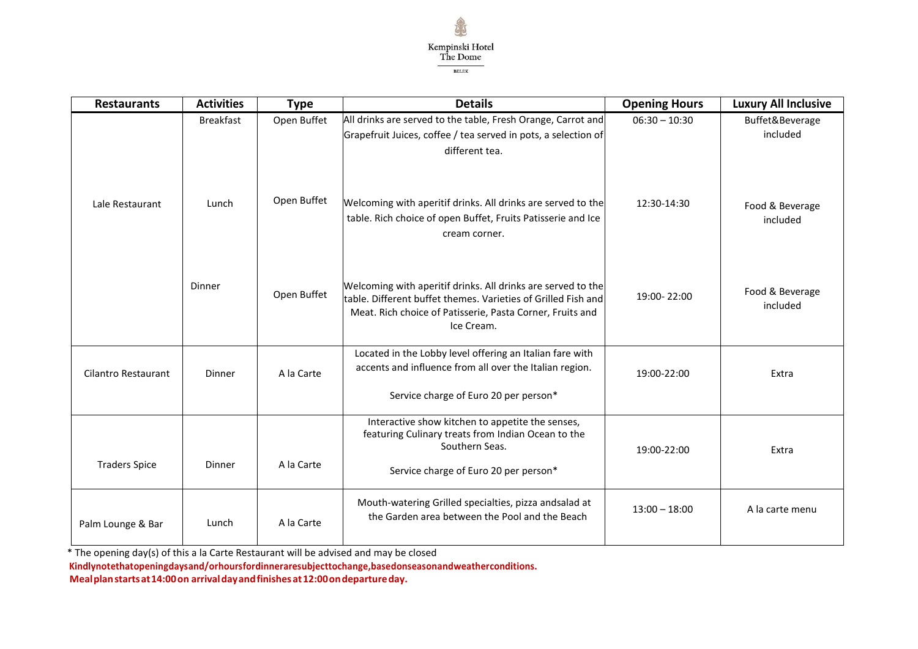Kempinski Hotel The Dome

BELEK

| Restaurants | Activities | Type | Details | Opening Hours | Luxury All Inclusive |
|---|---|---|---|---|---|
| Lale Restaurant | Breakfast | Open Buffet | All drinks are served to the table, Fresh Orange, Carrot and Grapefruit Juices, coffee / tea served in pots, a selection of different tea. | 06:30 – 10:30 | Buffet&Beverage included |
| | Lunch | Open Buffet | Welcoming with aperitif drinks. All drinks are served to the table. Rich choice of open Buffet, Fruits Patisserie and Ice cream corner. | 12:30-14:30 | Food & Beverage included |
| | Dinner | Open Buffet | Welcoming with aperitif drinks. All drinks are served to the table. Different buffet themes. Varieties of Grilled Fish and Meat. Rich choice of Patisserie, Pasta Corner, Fruits and Ice Cream. | 19:00- 22:00 | Food & Beverage included |
| Cilantro Restaurant | Dinner | A la Carte | Located in the Lobby level offering an Italian fare with accents and influence from all over the Italian region.<br><br>Service charge of Euro 20 per person* | 19:00-22:00 | Extra |
| Traders Spice | Dinner | A la Carte | Interactive show kitchen to appetite the senses, featuring Culinary treats from Indian Ocean to the Southern Seas.<br><br>Service charge of Euro 20 per person* | 19:00-22:00 | Extra |
| Palm Lounge & Bar | Lunch | A la Carte | Mouth-watering Grilled specialties, pizza andsalad at the Garden area between the Pool and the Beach | 13:00 – 18:00 | A la carte menu |

* The opening day(s) of this a la Carte Restaurant will be advised and may be closed

**Kindlynotethatopeningdaysand/orhoursfordinneraresubjecttochange,basedonseasonandweatherconditions.**

**Mealplanstartsat14:00on arrivaldayandfinishesat12:00ondepartureday.**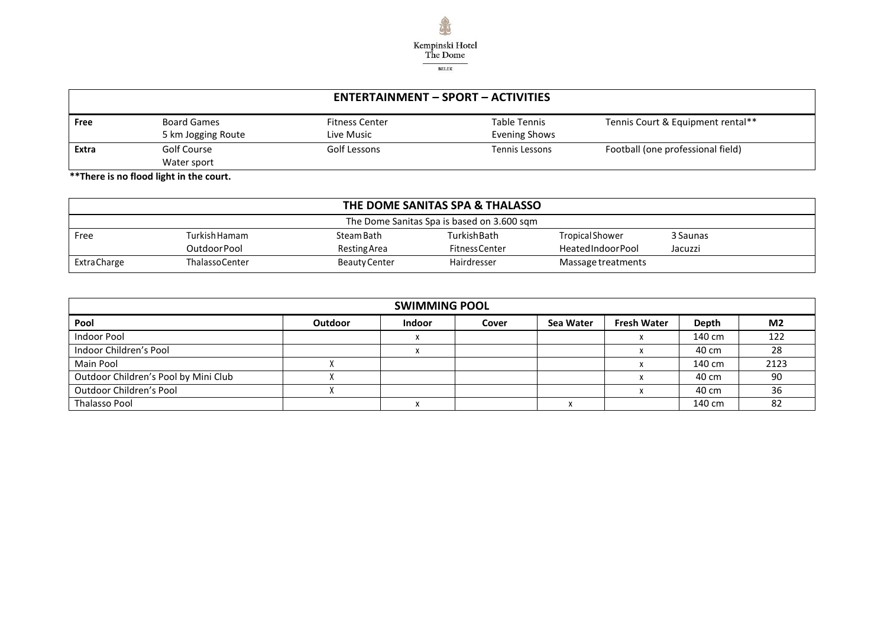Kempinski Hotel The Dome

BELEK

| ENTERTAINMENT – SPORT – ACTIVITIES | | | | |
|---|---|---|---|---|
| **Free** | Board Games<br>5 km Jogging Route | Fitness Center<br>Live Music | Table Tennis<br>Evening Shows | Tennis Court & Equipment rental** |
| **Extra** | Golf Course<br>Water sport | Golf Lessons | Tennis Lessons | Football (one professional field) |

**There is no flood light in the court.**

| THE DOME SANITAS SPA & THALASSO | | | | | |
|---|---|---|---|---|---|
| The Dome Sanitas Spa is based on 3.600 sqm | | | | | |
| Free | Turkish Hamam<br>Outdoor Pool | Steam Bath<br>Resting Area | Turkish Bath<br>Fitness Center | Tropical Shower<br>Heated Indoor Pool | 3 Saunas<br>Jacuzzi |
| Extra Charge | Thalasso Center | Beauty Center | Hairdresser | Massage treatments | |

**SWIMMING POOL**

| Pool | Outdoor | Indoor | Cover | Sea Water | Fresh Water | Depth | M2 |
|---|---|---|---|---|---|---|---|
| Indoor Pool | | x | | | x | 140 cm | 122 |
| Indoor Children's Pool | | x | | | x | 40 cm | 28 |
| Main Pool | X | | | | x | 140 cm | 2123 |
| Outdoor Children's Pool by Mini Club | X | | | | x | 40 cm | 90 |
| Outdoor Children's Pool | X | | | | x | 40 cm | 36 |
| Thalasso Pool | | x | | x | | 140 cm | 82 |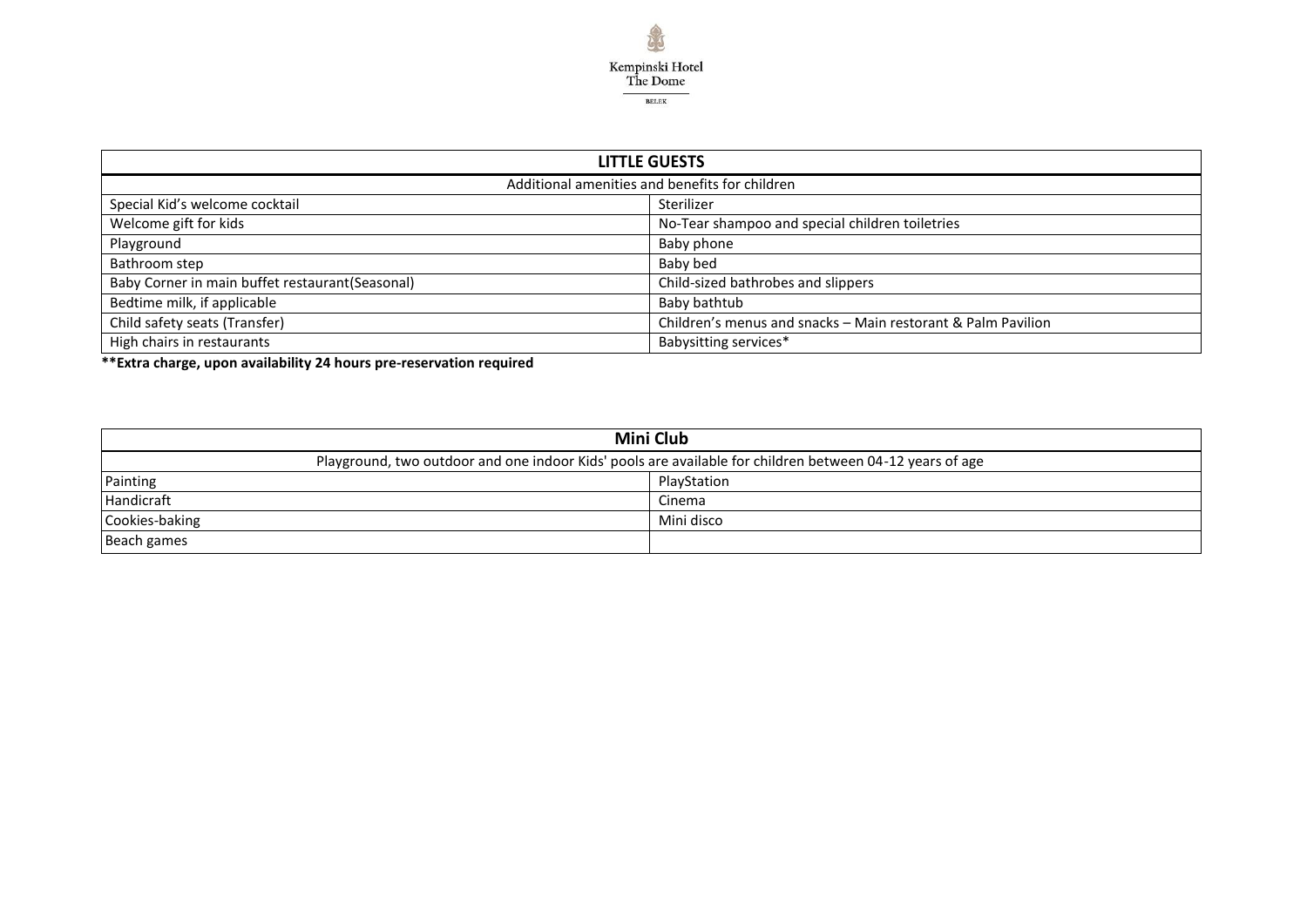| LITTLE GUESTS | |
|---|---|
| Additional amenities and benefits for children | |
| Special Kid's welcome cocktail | Sterilizer |
| Welcome gift for kids | No-Tear shampoo and special children toiletries |
| Playground | Baby phone |
| Bathroom step | Baby bed |
| Baby Corner in main buffet restaurant(Seasonal) | Child-sized bathrobes and slippers |
| Bedtime milk, if applicable | Baby bathtub |
| Child safety seats (Transfer) | Children's menus and snacks – Main restorant & Palm Pavilion |
| High chairs in restaurants | Babysitting services* |

**\*\*Extra charge, upon availability 24 hours pre-reservation required**

| Mini Club | |
|---|---|
| Playground, two outdoor and one indoor Kids' pools are available for children between 04-12 years of age | |
| Painting | PlayStation |
| Handicraft | Cinema |
| Cookies-baking | Mini disco |
| Beach games | |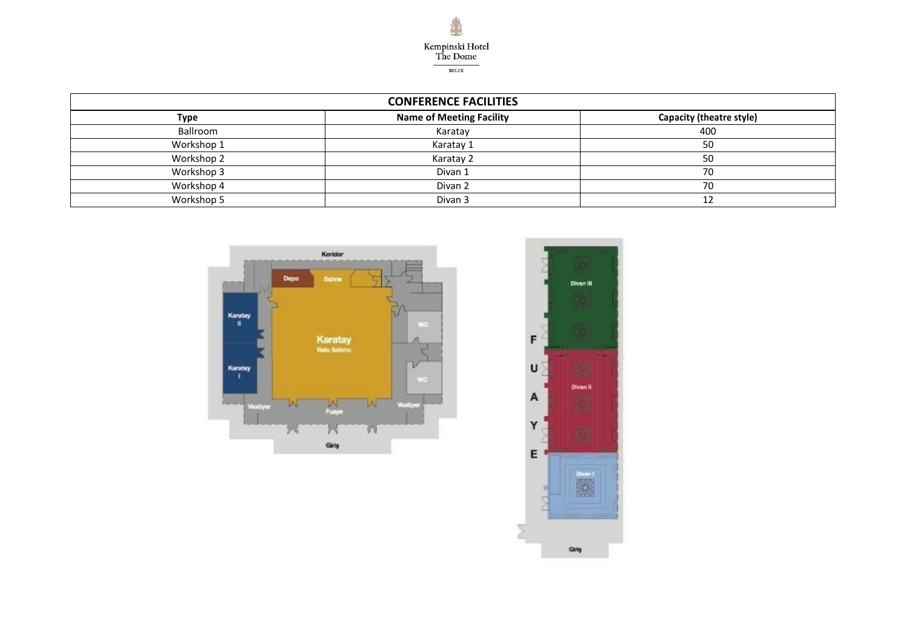Kempinski Hotel
The Dome
BELEK

| CONFERENCE FACILITIES | | |
|---|---|---|
| **Type** | **Name of Meeting Facility** | **Capacity (theatre style)** |
| Ballroom | Karatay | 400 |
| Workshop 1 | Karatay 1 | 50 |
| Workshop 2 | Karatay 2 | 50 |
| Workshop 3 | Divan 1 | 70 |
| Workshop 4 | Divan 2 | 70 |
| Workshop 5 | Divan 3 | 12 |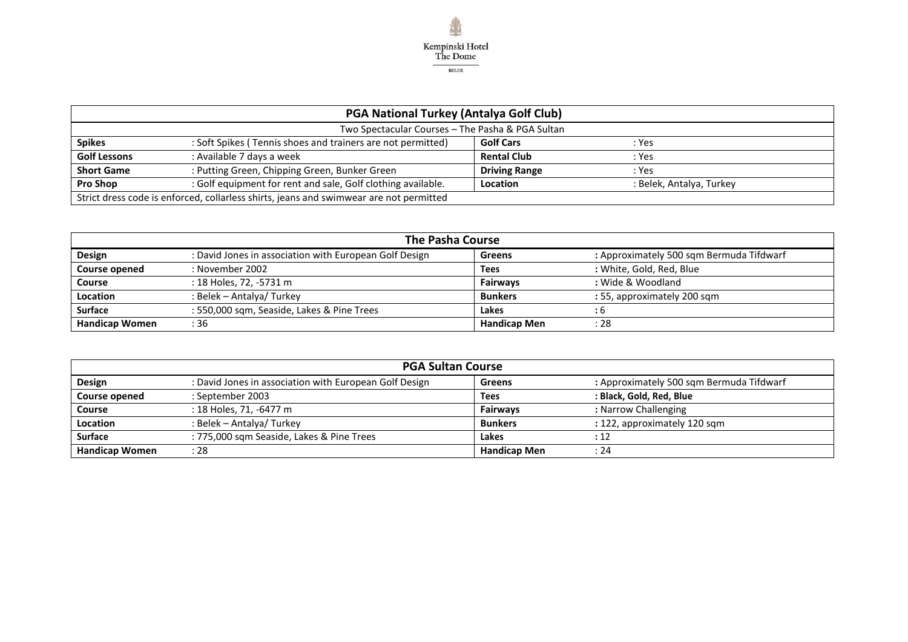| PGA National Turkey (Antalya Golf Club) | | | |
|---|---|---|---|
| Two Spectacular Courses – The Pasha & PGA Sultan | | | |
| **Spikes** | : Soft Spikes ( Tennis shoes and trainers are not permitted) | **Golf Cars** | : Yes |
| **Golf Lessons** | : Available 7 days a week | **Rental Club** | : Yes |
| **Short Game** | : Putting Green, Chipping Green, Bunker Green | **Driving Range** | : Yes |
| **Pro Shop** | : Golf equipment for rent and sale, Golf clothing available. | **Location** | : Belek, Antalya, Turkey |
| Strict dress code is enforced, collarless shirts, jeans and swimwear are not permitted | | | |

| The Pasha Course | | | |
|---|---|---|---|
| **Design** | : David Jones in association with European Golf Design | **Greens** | **:** Approximately 500 sqm Bermuda Tifdwarf |
| **Course opened** | : November 2002 | **Tees** | **:** White, Gold, Red, Blue |
| **Course** | : 18 Holes, 72, -5731 m | **Fairways** | **:** Wide & Woodland |
| **Location** | : Belek – Antalya/ Turkey | **Bunkers** | **:** 55, approximately 200 sqm |
| **Surface** | : 550,000 sqm, Seaside, Lakes & Pine Trees | **Lakes** | **:** 6 |
| **Handicap Women** | : 36 | **Handicap Men** | : 28 |

| PGA Sultan Course | | | |
|---|---|---|---|
| **Design** | : David Jones in association with European Golf Design | **Greens** | **:** Approximately 500 sqm Bermuda Tifdwarf |
| **Course opened** | : September 2003 | **Tees** | **: Black, Gold, Red, Blue** |
| **Course** | : 18 Holes, 71, -6477 m | **Fairways** | **:** Narrow Challenging |
| **Location** | : Belek – Antalya/ Turkey | **Bunkers** | **:** 122, approximately 120 sqm |
| **Surface** | : 775,000 sqm Seaside, Lakes & Pine Trees | **Lakes** | **:** 12 |
| **Handicap Women** | : 28 | **Handicap Men** | : 24 |